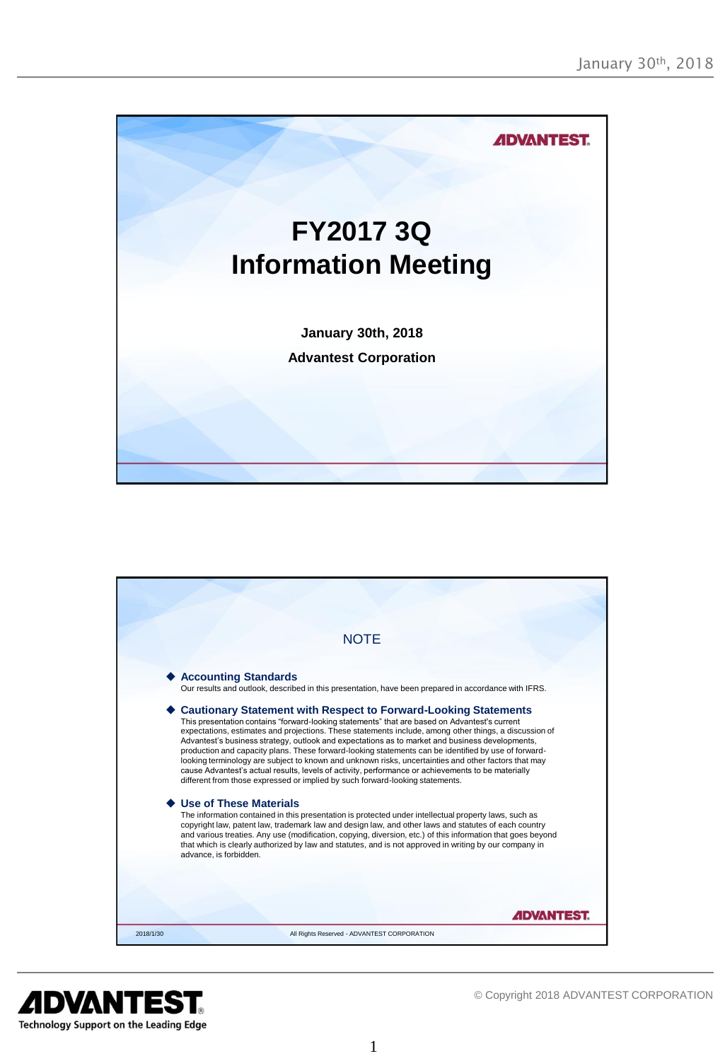# FY2017 3Q Information Meeting

**January 30th, 2018**

**Advantest Corporation**

---

## NOTE

### Accounting Standards

Our results and outlook, described in this presentation, have been prepared in accordance with IFRS.

### Cautionary Statement with Respect to Forward-Looking Statements

This presentation contains "forward-looking statements" that are based on Advantest's current expectations, estimates and projections. These statements include, among other things, a discussion of Advantest's business strategy, outlook and expectations as to market and business developments, production and capacity plans. These forward-looking statements can be identified by use of forward-looking terminology are subject to known and unknown risks, uncertainties and other factors that may cause Advantest's actual results, levels of activity, performance or achievements to be materially different from those expressed or implied by such forward-looking statements.

### Use of These Materials

The information contained in this presentation is protected under intellectual property laws, such as copyright law, patent law, trademark law and design law, and other laws and statutes of each country and various treaties. Any use (modification, copying, diversion, etc.) of this information that goes beyond that which is clearly authorized by law and statutes, and is not approved in writing by our company in advance, is forbidden.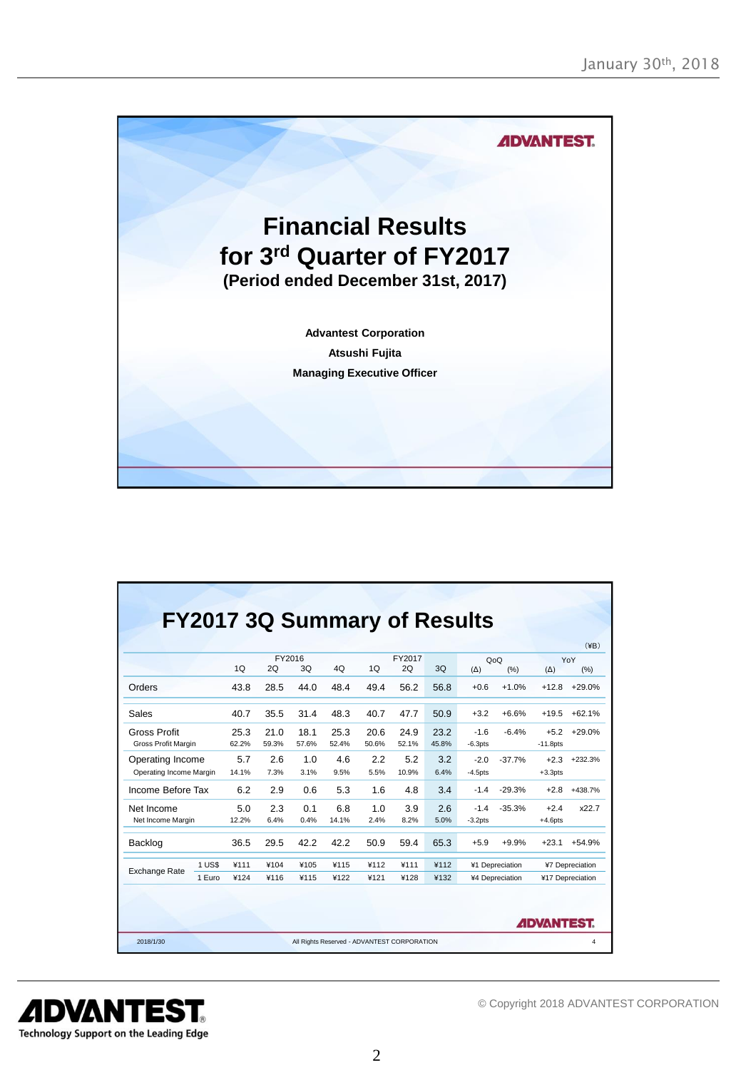# Financial Results for 3rd Quarter of FY2017

**(Period ended December 31st, 2017)**

**Advantest Corporation**

**Atsushi Fujita**

**Managing Executive Officer**

## FY2017 3Q Summary of Results

(¥B)

| | | FY2016 1Q | FY2016 2Q | FY2016 3Q | FY2016 4Q | FY2017 1Q | FY2017 2Q | FY2017 3Q | QoQ (Δ) | QoQ (%) | YoY (Δ) | YoY (%) |
|---|---|---|---|---|---|---|---|---|---|---|---|---|
| Orders | | 43.8 | 28.5 | 44.0 | 48.4 | 49.4 | 56.2 | 56.8 | +0.6 | +1.0% | +12.8 | +29.0% |
| Sales | | 40.7 | 35.5 | 31.4 | 48.3 | 40.7 | 47.7 | 50.9 | +3.2 | +6.6% | +19.5 | +62.1% |
| Gross Profit | | 25.3 | 21.0 | 18.1 | 25.3 | 20.6 | 24.9 | 23.2 | -1.6 | -6.4% | +5.2 | +29.0% |
| Gross Profit Margin | | 62.2% | 59.3% | 57.6% | 52.4% | 50.6% | 52.1% | 45.8% | -6.3pts | | -11.8pts | |
| Operating Income | | 5.7 | 2.6 | 1.0 | 4.6 | 2.2 | 5.2 | 3.2 | -2.0 | -37.7% | +2.3 | +232.3% |
| Operating Income Margin | | 14.1% | 7.3% | 3.1% | 9.5% | 5.5% | 10.9% | 6.4% | -4.5pts | | +3.3pts | |
| Income Before Tax | | 6.2 | 2.9 | 0.6 | 5.3 | 1.6 | 4.8 | 3.4 | -1.4 | -29.3% | +2.8 | +438.7% |
| Net Income | | 5.0 | 2.3 | 0.1 | 6.8 | 1.0 | 3.9 | 2.6 | -1.4 | -35.3% | +2.4 | x22.7 |
| Net Income Margin | | 12.2% | 6.4% | 0.4% | 14.1% | 2.4% | 8.2% | 5.0% | -3.2pts | | +4.6pts | |
| Backlog | | 36.5 | 29.5 | 42.2 | 42.2 | 50.9 | 59.4 | 65.3 | +5.9 | +9.9% | +23.1 | +54.9% |
| Exchange Rate | 1 US$ | ¥111 | ¥104 | ¥105 | ¥115 | ¥112 | ¥111 | ¥112 | ¥1 Depreciation | | ¥7 Depreciation | |
| | 1 Euro | ¥124 | ¥116 | ¥115 | ¥122 | ¥121 | ¥128 | ¥132 | ¥4 Depreciation | | ¥17 Depreciation | |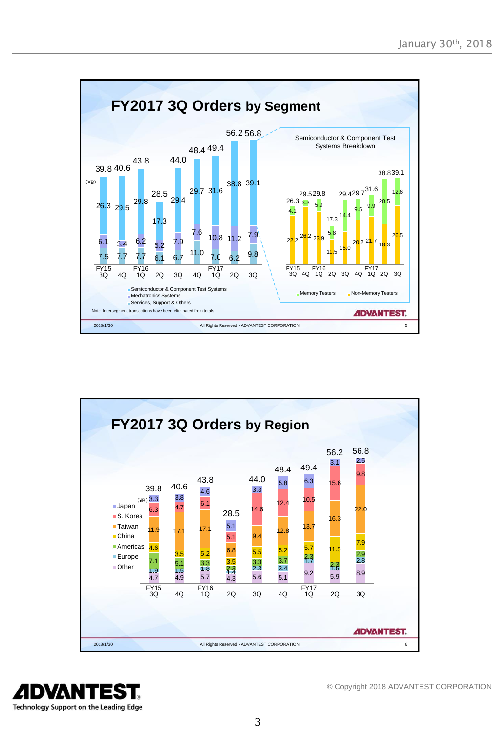## FY2017 3Q Orders by Segment

(¥B)

| | FY15 3Q | 4Q | FY16 1Q | 2Q | 3Q | 4Q | FY17 1Q | 2Q | 3Q |
|---|---|---|---|---|---|---|---|---|---|
| Total | 39.8 | 40.6 | 43.8 | 28.5 | 44.0 | 48.4 | 49.4 | 56.2 | 56.8 |
| Semiconductor & Component Test Systems | 26.3 | 29.5 | 29.8 | 17.3 | 29.4 | 29.7 | 31.6 | 38.8 | 39.1 |
| Mechatronics Systems | 6.1 | 3.4 | 6.2 | 5.2 | 7.9 | 7.6 | 10.8 | 11.2 | 7.9 |
| Services, Support & Others | 7.5 | 7.7 | 7.7 | 6.1 | 6.7 | 11.0 | 7.0 | 6.2 | 9.8 |

Semiconductor & Component Test Systems Breakdown

| | FY15 3Q | 4Q | FY16 1Q | 2Q | 3Q | 4Q | FY17 1Q | 2Q | 3Q |
|---|---|---|---|---|---|---|---|---|---|
| Total | 26.3 | 29.5 | 29.8 | 17.3 | 29.4 | 29.7 | 31.6 | 38.8 | 39.1 |
| Memory Testers | 4.1 | 3.3 | 5.9 | 5.8 | 14.4 | 9.5 | 9.9 | 20.5 | 12.6 |
| Non-Memory Testers | 22.2 | 26.2 | 23.9 | 11.5 | 15.0 | 20.2 | 21.7 | 18.3 | 26.5 |

Note: Intersegment transactions have been eliminated from totals

## FY2017 3Q Orders by Region

(¥B)

| | FY15 3Q | 4Q | FY16 1Q | 2Q | 3Q | 4Q | FY17 1Q | 2Q | 3Q |
|---|---|---|---|---|---|---|---|---|---|
| Total | 39.8 | 40.6 | 43.8 | 28.5 | 44.0 | 48.4 | 49.4 | 56.2 | 56.8 |
| Japan | 3.3 | 3.8 | 4.6 | 5.1 | 3.3 | 5.8 | 6.3 | 3.1 | 2.5 |
| S. Korea | 6.3 | 4.7 | 6.1 | 5.1 | 14.6 | 12.4 | 10.5 | 15.6 | 9.8 |
| Taiwan | 11.9 | 17.1 | 17.1 | 6.8 | 9.4 | 12.8 | 13.7 | 16.3 | 22.0 |
| China | 4.6 | 3.5 | 5.2 | 3.5 | 5.5 | 5.2 | 5.7 | 11.5 | 7.9 |
| Americas | 7.1 | 5.1 | 3.3 | 2.3 | 3.3 | 3.7 | 2.3 | 2.3 | 2.9 |
| Europe | 1.9 | 1.5 | 1.8 | 1.4 | 2.3 | 3.4 | 1.7 | 1.5 | 2.8 |
| Other | 4.7 | 4.9 | 5.7 | 4.3 | 5.6 | 5.1 | 9.2 | 5.9 | 8.9 |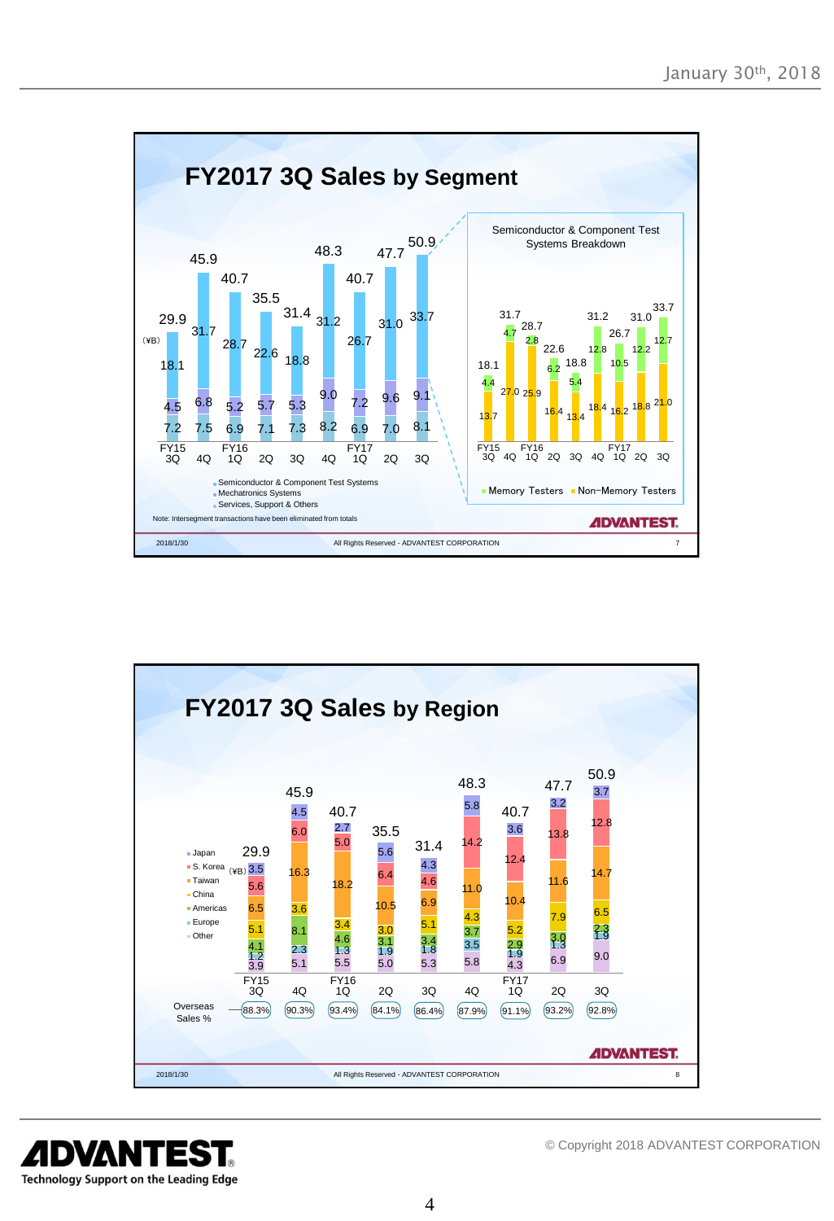## FY2017 3Q Sales by Segment

(¥B)

| | FY15 3Q | 4Q | FY16 1Q | 2Q | 3Q | 4Q | FY17 1Q | 2Q | 3Q |
|---|---|---|---|---|---|---|---|---|---|
| Total | 29.9 | 45.9 | 40.7 | 35.5 | 31.4 | 48.3 | 40.7 | 47.7 | 50.9 |
| Semiconductor & Component Test Systems | 18.1 | 31.7 | 28.7 | 22.6 | 18.8 | 31.2 | 26.7 | 31.0 | 33.7 |
| Mechatronics Systems | 4.5 | 6.8 | 5.2 | 5.7 | 5.3 | 9.0 | 7.2 | 9.6 | 9.1 |
| Services, Support & Others | 7.2 | 7.5 | 6.9 | 7.1 | 7.3 | 8.2 | 6.9 | 7.0 | 8.1 |

Note: Intersegment transactions have been eliminated from totals

### Semiconductor & Component Test Systems Breakdown

| | FY15 3Q | 4Q | FY16 1Q | 2Q | 3Q | 4Q | FY17 1Q | 2Q | 3Q |
|---|---|---|---|---|---|---|---|---|---|
| Total | 18.1 | 31.7 | 28.7 | 22.6 | 18.8 | 31.2 | 26.7 | 31.0 | 33.7 |
| Memory Testers | 4.4 | 4.7 | 2.8 | 6.2 | 5.4 | 12.8 | 10.5 | 12.2 | 12.7 |
| Non-Memory Testers | 13.7 | 27.0 | 25.9 | 16.4 | 13.4 | 18.4 | 16.2 | 18.8 | 21.0 |

## FY2017 3Q Sales by Region

(¥B)

| | FY15 3Q | 4Q | FY16 1Q | 2Q | 3Q | 4Q | FY17 1Q | 2Q | 3Q |
|---|---|---|---|---|---|---|---|---|---|
| Total | 29.9 | 45.9 | 40.7 | 35.5 | 31.4 | 48.3 | 40.7 | 47.7 | 50.9 |
| Other | 3.5 | 4.5 | 2.7 | 5.6 | 4.3 | 5.8 | 3.6 | 3.2 | 3.7 |
| S. Korea | 5.6 | 6.0 | 5.0 | 6.4 | 4.6 | 14.2 | 12.4 | 13.8 | 12.8 |
| Taiwan | 6.5 | 16.3 | 18.2 | 10.5 | 6.9 | 11.0 | 10.4 | 11.6 | 14.7 |
| China | 5.1 | 3.6 | 3.4 | 3.0 | 5.1 | 4.3 | 5.2 | 7.9 | 6.5 |
| Americas | 4.1 | 8.1 | 4.6 | 3.1 | 3.4 | 3.7 | 2.9 | 3.0 | 2.3 |
| Europe | 1.2 | 2.3 | 1.3 | 1.9 | 1.8 | 3.5 | 1.9 | 1.3 | 1.9 |
| Japan | 3.9 | 5.1 | 5.5 | 5.0 | 5.3 | 5.8 | 4.3 | 6.9 | 9.0 |
| Overseas Sales % | 88.3% | 90.3% | 93.4% | 84.1% | 86.4% | 87.9% | 91.1% | 93.2% | 92.8% |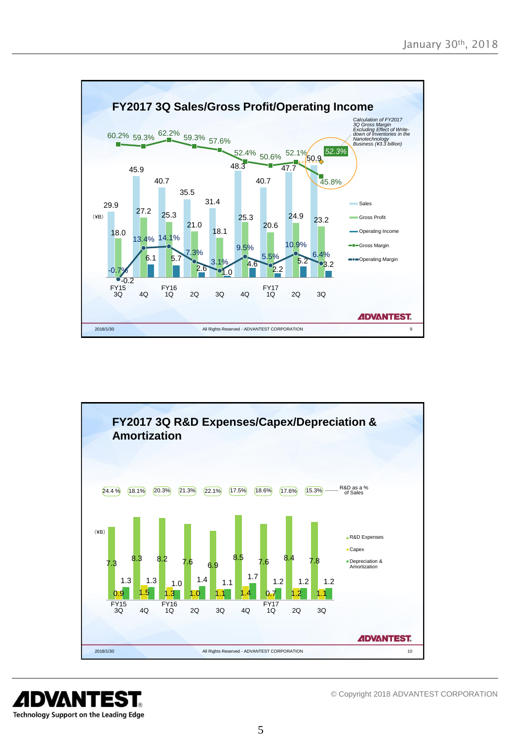## FY2017 3Q Sales/Gross Profit/Operating Income

(¥B)

| | FY15 3Q | 4Q | FY16 1Q | 2Q | 3Q | 4Q | FY17 1Q | 2Q | 3Q |
|---|---|---|---|---|---|---|---|---|---|
| Sales | 29.9 | 45.9 | 40.7 | 35.5 | 31.4 | 48.3 | 40.7 | 47.7 | 50.9 |
| Gross Profit | 18.0 | 27.2 | 25.3 | 21.0 | 18.1 | 25.3 | 20.6 | 24.9 | 23.2 |
| Operating Income | -0.2 | 6.1 | 5.7 | 2.6 | 1.0 | 4.6 | 2.2 | 5.2 | 3.2 |
| Gross Margin | 60.2% | 59.3% | 62.2% | 59.3% | 57.6% | 52.4% | 50.6% | 52.1% | 45.8% |
| Operating Margin | -0.7% | 13.4% | 14.1% | 7.3% | 3.1% | 9.5% | 5.5% | 10.9% | 6.4% |

*Calculation of FY2017 3Q Gross Margin Excluding Effect of Write-down of Inventories in the Nanotechnology Business (¥3.3 billion)*: 52.3%

## FY2017 3Q R&D Expenses/Capex/Depreciation & Amortization

(¥B)

| | FY15 3Q | 4Q | FY16 1Q | 2Q | 3Q | 4Q | FY17 1Q | 2Q | 3Q |
|---|---|---|---|---|---|---|---|---|---|
| R&D Expenses | 7.3 | 8.3 | 8.2 | 7.6 | 6.9 | 8.5 | 7.6 | 8.4 | 7.8 |
| Capex | 0.9 | 1.5 | 1.3 | 1.0 | 1.1 | 1.4 | 0.7 | 1.2 | 1.1 |
| Depreciation & Amortization | 1.3 | 1.3 | 1.0 | 1.4 | 1.1 | 1.7 | 1.2 | 1.2 | 1.2 |
| R&D as a % of Sales | 24.4 % | 18.1% | 20.3% | 21.3% | 22.1% | 17.5% | 18.6% | 17.6% | 15.3% |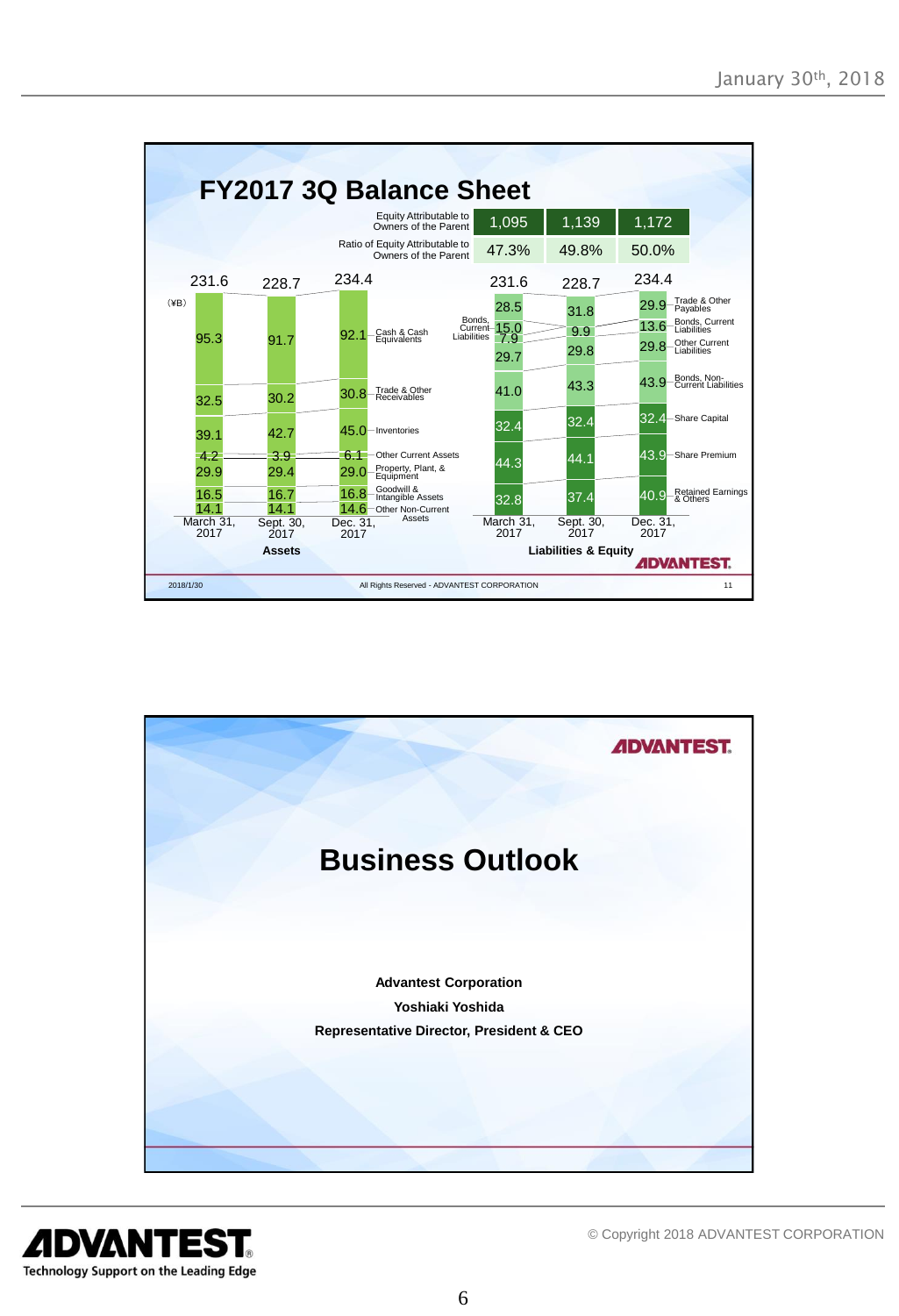## FY2017 3Q Balance Sheet

| | March 31, 2017 | Sept. 30, 2017 | Dec. 31, 2017 |
|---|---|---|---|
| Equity Attributable to Owners of the Parent | 1,095 | 1,139 | 1,172 |
| Ratio of Equity Attributable to Owners of the Parent | 47.3% | 49.8% | 50.0% |

(¥B)

**Assets**

| | March 31, 2017 | Sept. 30, 2017 | Dec. 31, 2017 |
|---|---|---|---|
| Total | 231.6 | 228.7 | 234.4 |
| Cash & Cash Equivalents | 95.3 | 91.7 | 92.1 |
| Trade & Other Receivables | 32.5 | 30.2 | 30.8 |
| Inventories | 39.1 | 42.7 | 45.0 |
| Other Current Assets | 4.2 | 3.9 | 6.1 |
| Property, Plant, & Equipment | 29.9 | 29.4 | 29.0 |
| Goodwill & Intangible Assets | 16.5 | 16.7 | 16.8 |
| Other Non-Current Assets | 14.1 | 14.1 | 14.6 |

**Liabilities & Equity**

| | March 31, 2017 | Sept. 30, 2017 | Dec. 31, 2017 |
|---|---|---|---|
| Total | 231.6 | 228.7 | 234.4 |
| Trade & Other Payables | 28.5 | 31.8 | 29.9 |
| Bonds, Current Liabilities | 15.0 | 9.9 | 13.6 |
| Other Current Liabilities | 7.9 | 29.8 | 29.8 |
| Bonds, Non-Current Liabilities | 29.7 | 43.3 | 43.9 |
| Share Capital | 41.0 | 32.4 | 32.4 |
| Share Premium | 32.4 | 44.1 | 43.9 |
| Retained Earnings & Others | 44.3 | 37.4 | 40.9 |
| | 32.8 | | |

2018/1/30 All Rights Reserved - ADVANTEST CORPORATION 11

# Business Outlook

**Advantest Corporation**

**Yoshiaki Yoshida**

**Representative Director, President & CEO**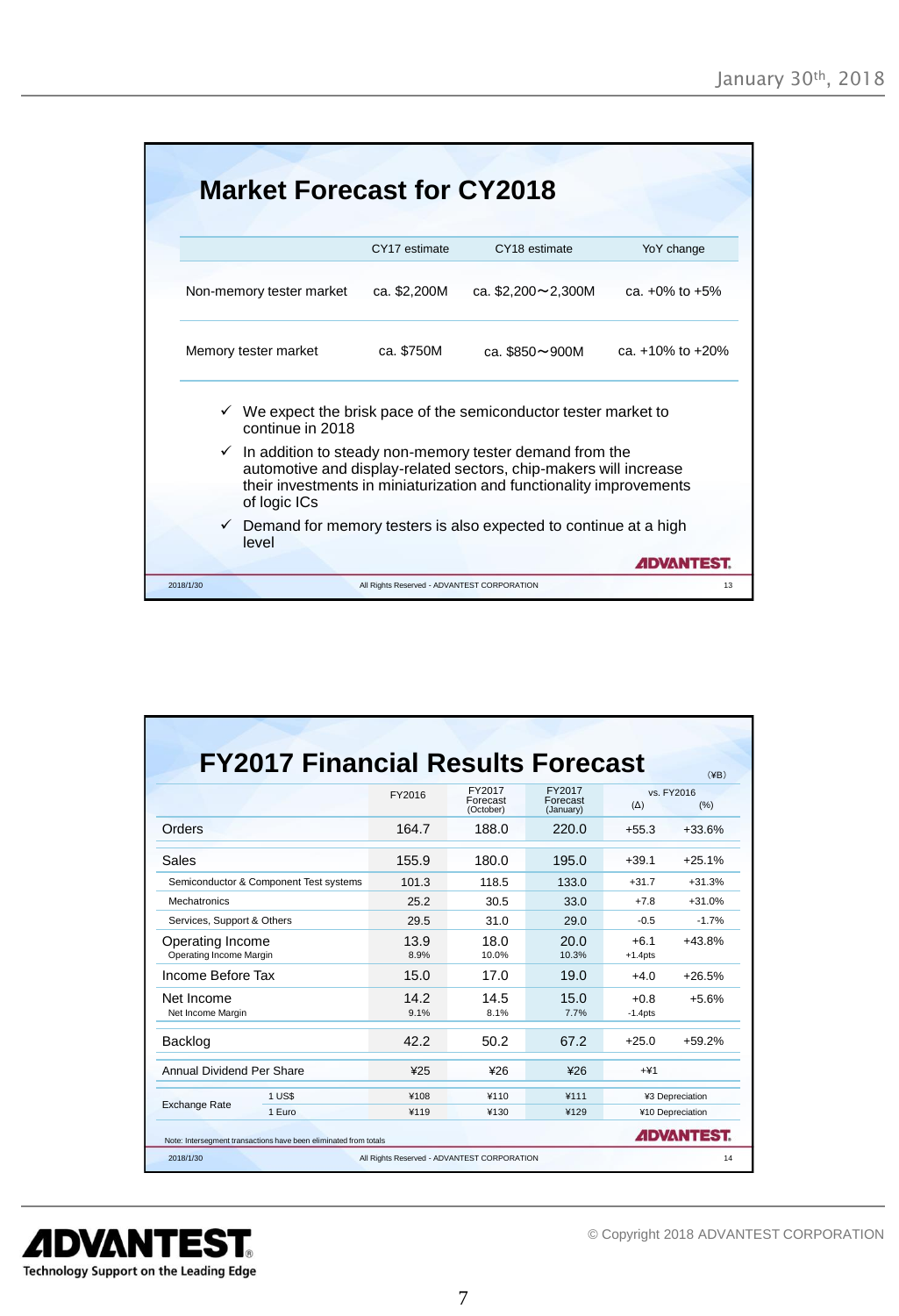## Market Forecast for CY2018

| | CY17 estimate | CY18 estimate | YoY change |
|---|---|---|---|
| Non-memory tester market | ca. $2,200M | ca. $2,200～2,300M | ca. +0% to +5% |
| Memory tester market | ca. $750M | ca. $850～900M | ca. +10% to +20% |

- ✓ We expect the brisk pace of the semiconductor tester market to continue in 2018
- ✓ In addition to steady non-memory tester demand from the automotive and display-related sectors, chip-makers will increase their investments in miniaturization and functionality improvements of logic ICs
- ✓ Demand for memory testers is also expected to continue at a high level

## FY2017 Financial Results Forecast

(¥B)

| | | FY2016 | FY2017 Forecast (October) | FY2017 Forecast (January) | vs. FY2016 (Δ) | vs. FY2016 (%) |
|---|---|---|---|---|---|---|
| Orders | | 164.7 | 188.0 | 220.0 | +55.3 | +33.6% |
| Sales | | 155.9 | 180.0 | 195.0 | +39.1 | +25.1% |
| Semiconductor & Component Test systems | | 101.3 | 118.5 | 133.0 | +31.7 | +31.3% |
| Mechatronics | | 25.2 | 30.5 | 33.0 | +7.8 | +31.0% |
| Services, Support & Others | | 29.5 | 31.0 | 29.0 | -0.5 | -1.7% |
| Operating Income | | 13.9 | 18.0 | 20.0 | +6.1 | +43.8% |
| Operating Income Margin | | 8.9% | 10.0% | 10.3% | +1.4pts | |
| Income Before Tax | | 15.0 | 17.0 | 19.0 | +4.0 | +26.5% |
| Net Income | | 14.2 | 14.5 | 15.0 | +0.8 | +5.6% |
| Net Income Margin | | 9.1% | 8.1% | 7.7% | -1.4pts | |
| Backlog | | 42.2 | 50.2 | 67.2 | +25.0 | +59.2% |
| Annual Dividend Per Share | | ¥25 | ¥26 | ¥26 | +¥1 | |
| Exchange Rate | 1 US$ | ¥108 | ¥110 | ¥111 | ¥3 Depreciation | |
| | 1 Euro | ¥119 | ¥130 | ¥129 | ¥10 Depreciation | |

Note: Intersegment transactions have been eliminated from totals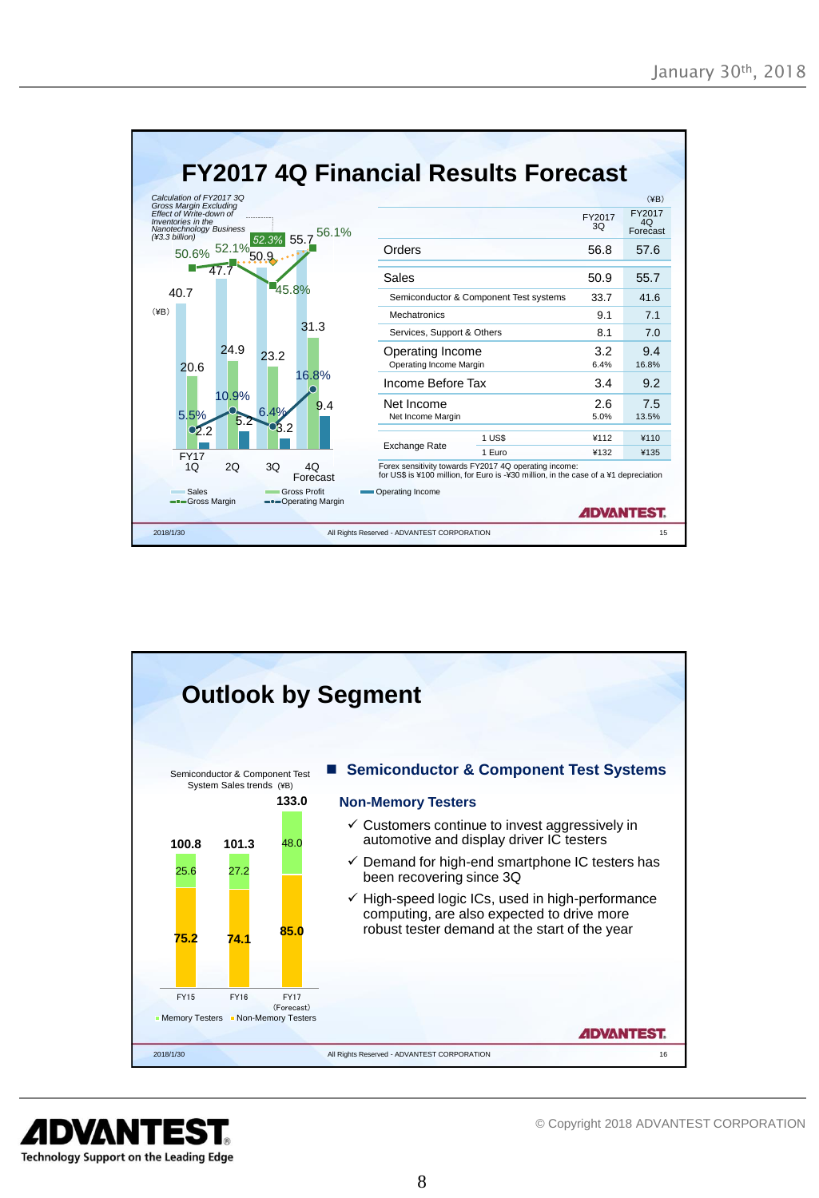January 30th, 2018

# FY2017 4Q Financial Results Forecast

Calculation of FY2017 3Q Gross Margin Excluding Effect of Write-down of Inventories in the Nanotechnology Business (¥3.3 billion)

(¥B)

| | Sales | Gross Profit | Operating Income | Gross Margin | Operating Margin |
|---|---|---|---|---|---|
| FY17 1Q | 40.7 | 20.6 | 2.2 | 50.6% | 5.5% |
| 2Q | 47.7 | 24.9 | 5.2 | 52.1% | 10.9% |
| 3Q | 50.9 | 23.2 | 3.2 | 45.8% (52.3%) | 6.4% |
| 4Q Forecast | 55.7 | 31.3 | 9.4 | 56.1% | 16.8% |

Sales / Gross Profit / Operating Income / Gross Margin / Operating Margin

(¥B)

| | FY2017 3Q | FY2017 4Q Forecast |
|---|---|---|
| Orders | 56.8 | 57.6 |
| Sales | 50.9 | 55.7 |
| Semiconductor & Component Test systems | 33.7 | 41.6 |
| Mechatronics | 9.1 | 7.1 |
| Services, Support & Others | 8.1 | 7.0 |
| Operating Income | 3.2 | 9.4 |
| Operating Income Margin | 6.4% | 16.8% |
| Income Before Tax | 3.4 | 9.2 |
| Net Income | 2.6 | 7.5 |
| Net Income Margin | 5.0% | 13.5% |
| Exchange Rate: 1 US$ | ¥112 | ¥110 |
| Exchange Rate: 1 Euro | ¥132 | ¥135 |

Forex sensitivity towards FY2017 4Q operating income:
for US$ is ¥100 million, for Euro is -¥30 million, in the case of a ¥1 depreciation

# Outlook by Segment

Semiconductor & Component Test System Sales trends (¥B)

| | Non-Memory Testers | Memory Testers | Total |
|---|---|---|---|
| FY15 | 75.2 | 25.6 | 100.8 |
| FY16 | 74.1 | 27.2 | 101.3 |
| FY17 (Forecast) | 85.0 | 48.0 | 133.0 |

## Semiconductor & Component Test Systems

### Non-Memory Testers

- ✓ Customers continue to invest aggressively in automotive and display driver IC testers
- ✓ Demand for high-end smartphone IC testers has been recovering since 3Q
- ✓ High-speed logic ICs, used in high-performance computing, are also expected to drive more robust tester demand at the start of the year

© Copyright 2018 ADVANTEST CORPORATION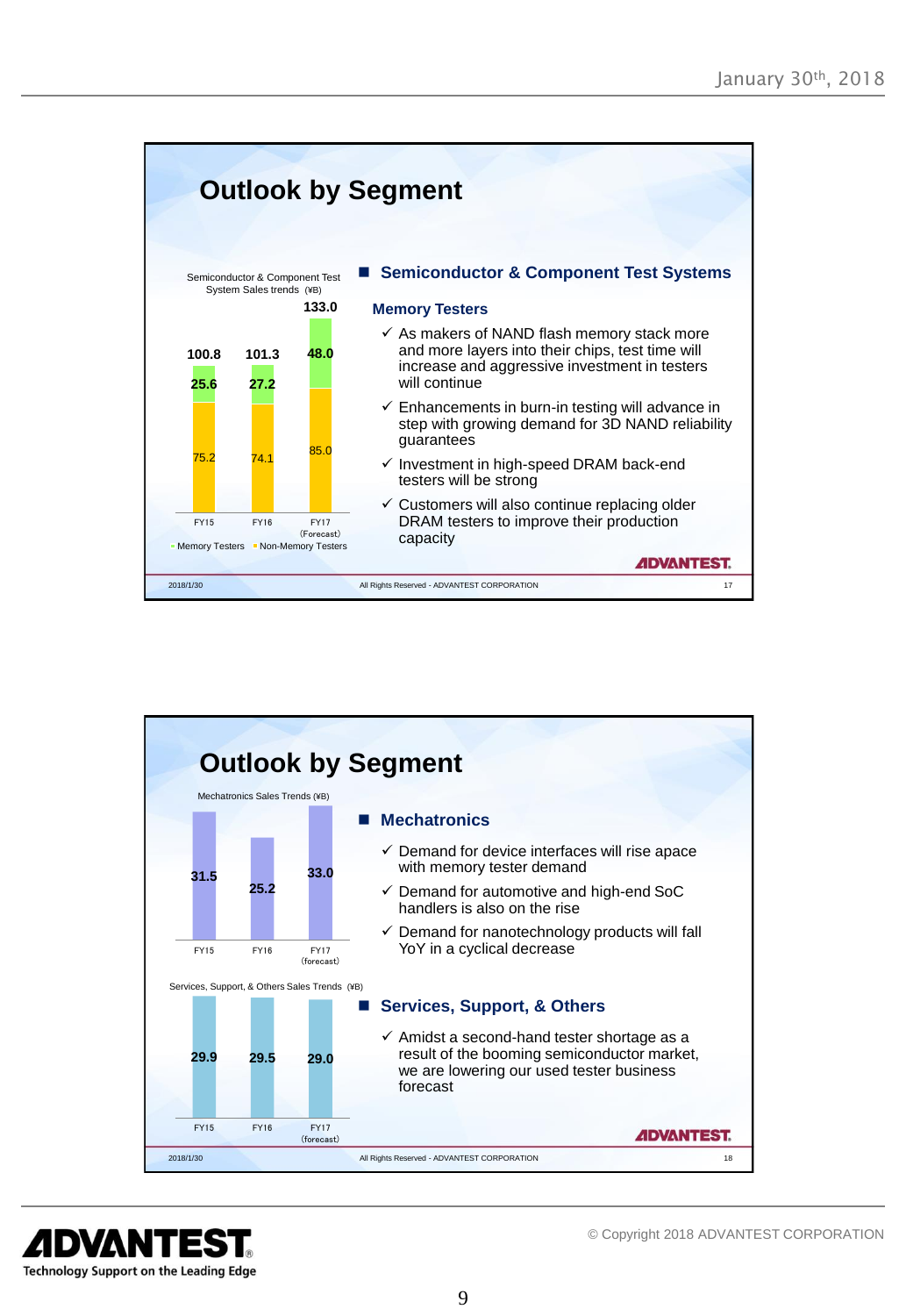## Outlook by Segment

Semiconductor & Component Test System Sales trends (¥B)

| | FY15 | FY16 | FY17 (Forecast) |
|---|---|---|---|
| Memory Testers | 25.6 | 27.2 | 48.0 |
| Non-Memory Testers | 75.2 | 74.1 | 85.0 |
| Total | 100.8 | 101.3 | 133.0 |

### ■ Semiconductor & Component Test Systems

**Memory Testers**

- ✓ As makers of NAND flash memory stack more and more layers into their chips, test time will increase and aggressive investment in testers will continue
- ✓ Enhancements in burn-in testing will advance in step with growing demand for 3D NAND reliability guarantees
- ✓ Investment in high-speed DRAM back-end testers will be strong
- ✓ Customers will also continue replacing older DRAM testers to improve their production capacity

## Outlook by Segment

Mechatronics Sales Trends (¥B)

| FY15 | FY16 | FY17 (forecast) |
|---|---|---|
| 31.5 | 25.2 | 33.0 |

### ■ Mechatronics

- ✓ Demand for device interfaces will rise apace with memory tester demand
- ✓ Demand for automotive and high-end SoC handlers is also on the rise
- ✓ Demand for nanotechnology products will fall YoY in a cyclical decrease

Services, Support, & Others Sales Trends (¥B)

| FY15 | FY16 | FY17 (forecast) |
|---|---|---|
| 29.9 | 29.5 | 29.0 |

### ■ Services, Support, & Others

- ✓ Amidst a second-hand tester shortage as a result of the booming semiconductor market, we are lowering our used tester business forecast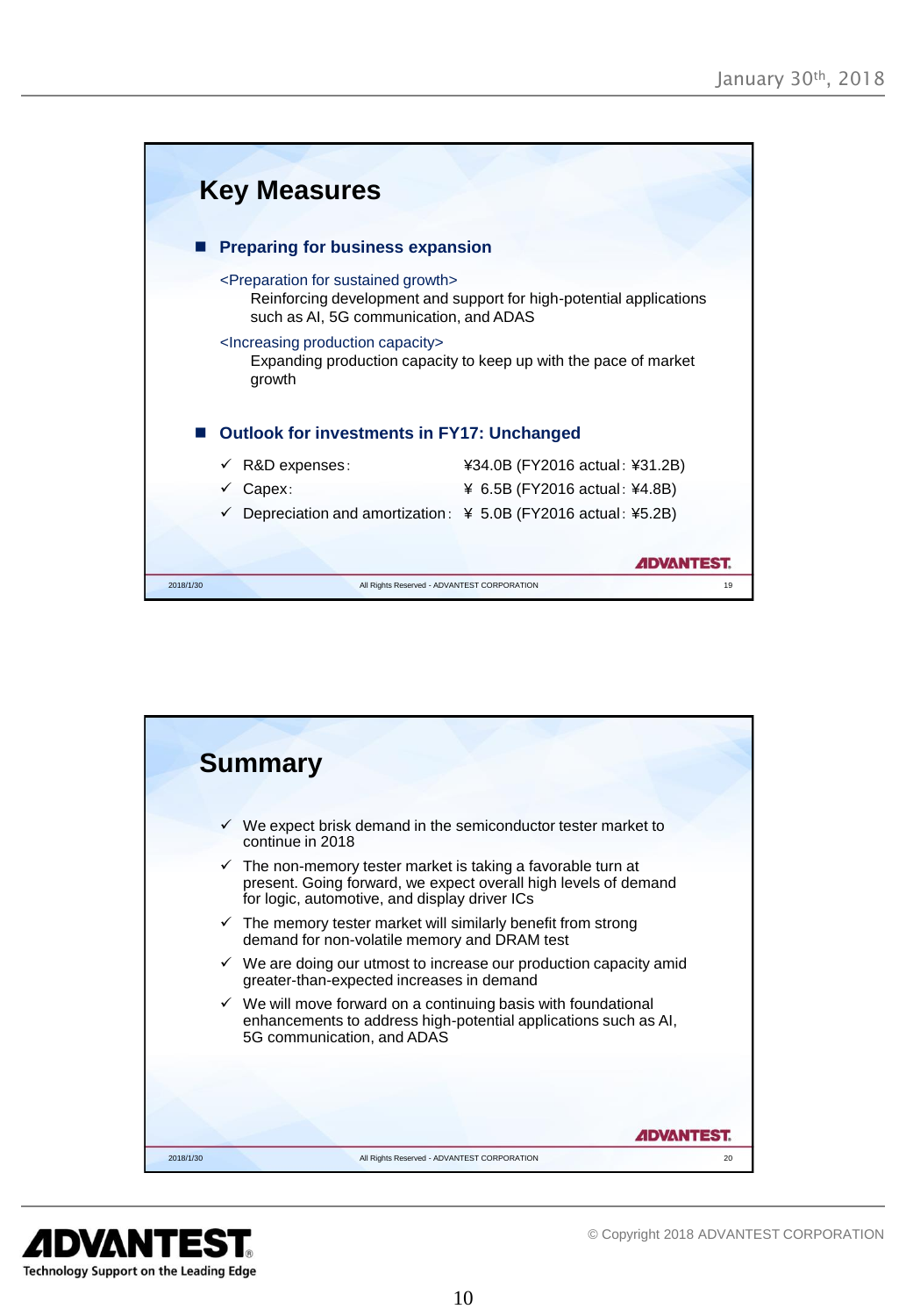## Key Measures

- **Preparing for business expansion**

  <Preparation for sustained growth>
  Reinforcing development and support for high-potential applications such as AI, 5G communication, and ADAS

  <Increasing production capacity>
  Expanding production capacity to keep up with the pace of market growth

- **Outlook for investments in FY17: Unchanged**

  ✓ R&D expenses: ¥34.0B (FY2016 actual: ¥31.2B)
  ✓ Capex: ¥ 6.5B (FY2016 actual: ¥4.8B)
  ✓ Depreciation and amortization: ¥ 5.0B (FY2016 actual: ¥5.2B)

## Summary

✓ We expect brisk demand in the semiconductor tester market to continue in 2018

✓ The non-memory tester market is taking a favorable turn at present. Going forward, we expect overall high levels of demand for logic, automotive, and display driver ICs

✓ The memory tester market will similarly benefit from strong demand for non-volatile memory and DRAM test

✓ We are doing our utmost to increase our production capacity amid greater-than-expected increases in demand

✓ We will move forward on a continuing basis with foundational enhancements to address high-potential applications such as AI, 5G communication, and ADAS